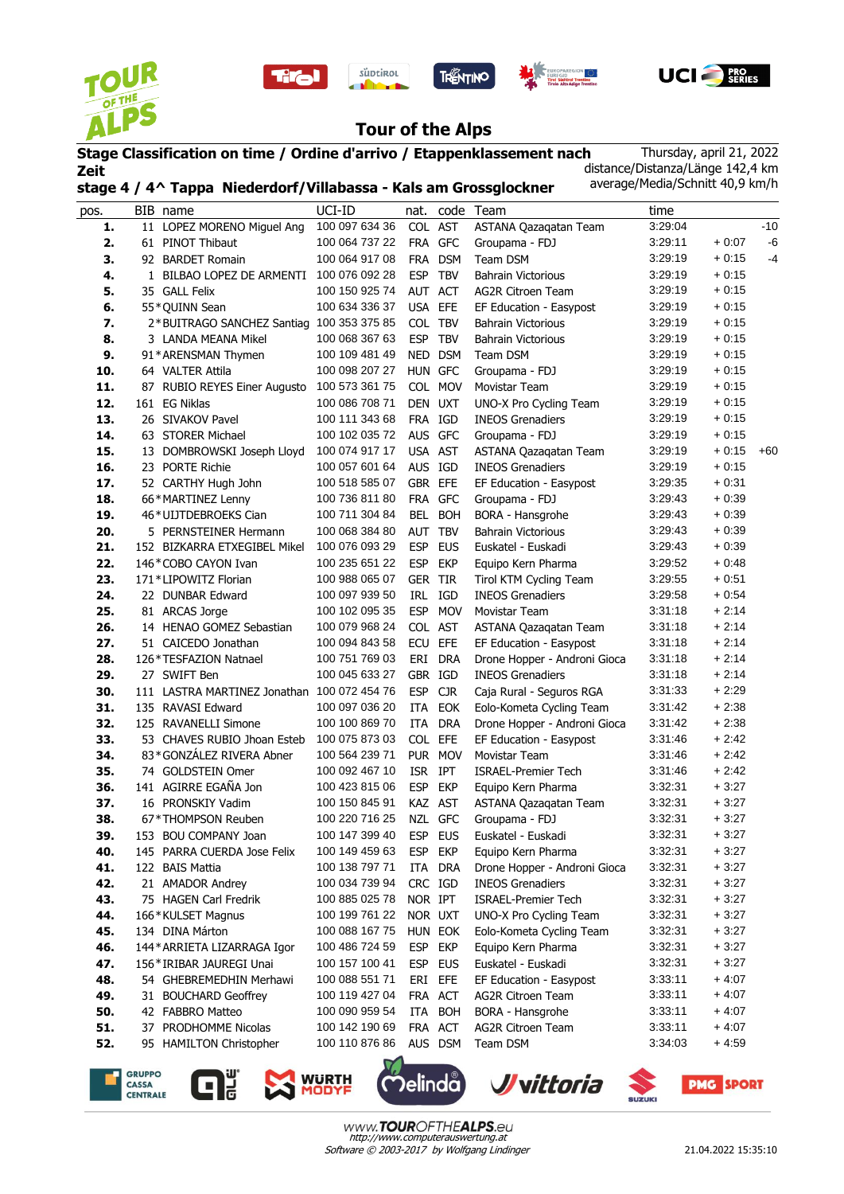# Tour of the Alps

**Stage Classification on time / Ordine d'arrivo / Etappenklassement nach Zeit**

**stage 4 / 4^ Tappa Niederdorf/Villabassa - Kals am Grossglockner**

Thursday, april 21, 2022
distance/Distanza/Länge 142,4 km
average/Media/Schnitt 40,9 km/h

| pos. | BIB | name | UCI-ID | nat. | code | Team | time | | |
|---|---|---|---|---|---|---|---|---|---|
| 1. | 11 | LOPEZ MORENO Miguel Ang | 100 097 634 36 | COL | AST | ASTANA Qazaqatan Team | 3:29:04 | | -10 |
| 2. | 61 | PINOT Thibaut | 100 064 737 22 | FRA | GFC | Groupama - FDJ | 3:29:11 | + 0:07 | -6 |
| 3. | 92 | BARDET Romain | 100 064 917 08 | FRA | DSM | Team DSM | 3:29:19 | + 0:15 | -4 |
| 4. | 1 | BILBAO LOPEZ DE ARMENTI | 100 076 092 28 | ESP | TBV | Bahrain Victorious | 3:29:19 | + 0:15 | |
| 5. | 35 | GALL Felix | 100 150 925 74 | AUT | ACT | AG2R Citroen Team | 3:29:19 | + 0:15 | |
| 6. | 55 | *QUINN Sean | 100 634 336 37 | USA | EFE | EF Education - Easypost | 3:29:19 | + 0:15 | |
| 7. | 2 | *BUITRAGO SANCHEZ Santiag | 100 353 375 85 | COL | TBV | Bahrain Victorious | 3:29:19 | + 0:15 | |
| 8. | 3 | LANDA MEANA Mikel | 100 068 367 63 | ESP | TBV | Bahrain Victorious | 3:29:19 | + 0:15 | |
| 9. | 91 | *ARENSMAN Thymen | 100 109 481 49 | NED | DSM | Team DSM | 3:29:19 | + 0:15 | |
| 10. | 64 | VALTER Attila | 100 098 207 27 | HUN | GFC | Groupama - FDJ | 3:29:19 | + 0:15 | |
| 11. | 87 | RUBIO REYES Einer Augusto | 100 573 361 75 | COL | MOV | Movistar Team | 3:29:19 | + 0:15 | |
| 12. | 161 | EG Niklas | 100 086 708 71 | DEN | UXT | UNO-X Pro Cycling Team | 3:29:19 | + 0:15 | |
| 13. | 26 | SIVAKOV Pavel | 100 111 343 68 | FRA | IGD | INEOS Grenadiers | 3:29:19 | + 0:15 | |
| 14. | 63 | STORER Michael | 100 102 035 72 | AUS | GFC | Groupama - FDJ | 3:29:19 | + 0:15 | |
| 15. | 13 | DOMBROWSKI Joseph Lloyd | 100 074 917 17 | USA | AST | ASTANA Qazaqatan Team | 3:29:19 | + 0:15 | +60 |
| 16. | 23 | PORTE Richie | 100 057 601 64 | AUS | IGD | INEOS Grenadiers | 3:29:19 | + 0:15 | |
| 17. | 52 | CARTHY Hugh John | 100 518 585 07 | GBR | EFE | EF Education - Easypost | 3:29:35 | + 0:31 | |
| 18. | 66 | *MARTINEZ Lenny | 100 736 811 80 | FRA | GFC | Groupama - FDJ | 3:29:43 | + 0:39 | |
| 19. | 46 | *UIJTDEBROEKS Cian | 100 711 304 84 | BEL | BOH | BORA - Hansgrohe | 3:29:43 | + 0:39 | |
| 20. | 5 | PERNSTEINER Hermann | 100 068 384 80 | AUT | TBV | Bahrain Victorious | 3:29:43 | + 0:39 | |
| 21. | 152 | BIZKARRA ETXEGIBEL Mikel | 100 076 093 29 | ESP | EUS | Euskatel - Euskadi | 3:29:43 | + 0:39 | |
| 22. | 146 | *COBO CAYON Ivan | 100 235 651 22 | ESP | EKP | Equipo Kern Pharma | 3:29:52 | + 0:48 | |
| 23. | 171 | *LIPOWITZ Florian | 100 988 065 07 | GER | TIR | Tirol KTM Cycling Team | 3:29:55 | + 0:51 | |
| 24. | 22 | DUNBAR Edward | 100 097 939 50 | IRL | IGD | INEOS Grenadiers | 3:29:58 | + 0:54 | |
| 25. | 81 | ARCAS Jorge | 100 102 095 35 | ESP | MOV | Movistar Team | 3:31:18 | + 2:14 | |
| 26. | 14 | HENAO GOMEZ Sebastian | 100 079 068 24 | COL | AST | ASTANA Qazaqatan Team | 3:31:18 | + 2:14 | |
| 27. | 51 | CAICEDO Jonathan | 100 094 843 58 | ECU | EFE | EF Education - Easypost | 3:31:18 | + 2:14 | |
| 28. | 126 | *TESFAZION Natnael | 100 751 769 03 | ERI | DRA | Drone Hopper - Androni Gioca | 3:31:18 | + 2:14 | |
| 29. | 27 | SWIFT Ben | 100 045 633 27 | GBR | IGD | INEOS Grenadiers | 3:31:18 | + 2:14 | |
| 30. | 111 | LASTRA MARTINEZ Jonathan | 100 072 454 76 | ESP | CJR | Caja Rural - Seguros RGA | 3:31:33 | + 2:29 | |
| 31. | 135 | RAVASI Edward | 100 097 036 20 | ITA | EOK | Eolo-Kometa Cycling Team | 3:31:42 | + 2:38 | |
| 32. | 125 | RAVANELLI Simone | 100 100 869 70 | ITA | DRA | Drone Hopper - Androni Gioca | 3:31:42 | + 2:38 | |
| 33. | 53 | CHAVES RUBIO Jhoan Esteb | 100 075 873 03 | COL | EFE | EF Education - Easypost | 3:31:46 | + 2:42 | |
| 34. | 83 | *GONZÁLEZ RIVERA Abner | 100 564 239 71 | PUR | MOV | Movistar Team | 3:31:46 | + 2:42 | |
| 35. | 74 | GOLDSTEIN Omer | 100 092 467 10 | ISR | IPT | ISRAEL-Premier Tech | 3:31:46 | + 2:42 | |
| 36. | 141 | AGIRRE EGAÑA Jon | 100 423 815 06 | ESP | EKP | Equipo Kern Pharma | 3:32:31 | + 3:27 | |
| 37. | 16 | PRONSKIY Vadim | 100 150 845 91 | KAZ | AST | ASTANA Qazaqatan Team | 3:32:31 | + 3:27 | |
| 38. | 67 | *THOMPSON Reuben | 100 220 716 25 | NZL | GFC | Groupama - FDJ | 3:32:31 | + 3:27 | |
| 39. | 153 | BOU COMPANY Joan | 100 147 399 40 | ESP | EUS | Euskatel - Euskadi | 3:32:31 | + 3:27 | |
| 40. | 145 | PARRA CUERDA Jose Felix | 100 149 459 63 | ESP | EKP | Equipo Kern Pharma | 3:32:31 | + 3:27 | |
| 41. | 122 | BAIS Mattia | 100 138 797 71 | ITA | DRA | Drone Hopper - Androni Gioca | 3:32:31 | + 3:27 | |
| 42. | 21 | AMADOR Andrey | 100 034 739 94 | CRC | IGD | INEOS Grenadiers | 3:32:31 | + 3:27 | |
| 43. | 75 | HAGEN Carl Fredrik | 100 885 025 78 | NOR | IPT | ISRAEL-Premier Tech | 3:32:31 | + 3:27 | |
| 44. | 166 | *KULSET Magnus | 100 199 761 22 | NOR | UXT | UNO-X Pro Cycling Team | 3:32:31 | + 3:27 | |
| 45. | 134 | DINA Márton | 100 088 167 75 | HUN | EOK | Eolo-Kometa Cycling Team | 3:32:31 | + 3:27 | |
| 46. | 144 | *ARRIETA LIZARRAGA Igor | 100 486 724 59 | ESP | EKP | Equipo Kern Pharma | 3:32:31 | + 3:27 | |
| 47. | 156 | *IRIBAR JAUREGI Unai | 100 157 100 41 | ESP | EUS | Euskatel - Euskadi | 3:32:31 | + 3:27 | |
| 48. | 54 | GHEBREMEDHIN Merhawi | 100 088 551 71 | ERI | EFE | EF Education - Easypost | 3:33:11 | + 4:07 | |
| 49. | 31 | BOUCHARD Geoffrey | 100 119 427 04 | FRA | ACT | AG2R Citroen Team | 3:33:11 | + 4:07 | |
| 50. | 42 | FABBRO Matteo | 100 090 959 54 | ITA | BOH | BORA - Hansgrohe | 3:33:11 | + 4:07 | |
| 51. | 37 | PRODHOMME Nicolas | 100 142 190 69 | FRA | ACT | AG2R Citroen Team | 3:33:11 | + 4:07 | |
| 52. | 95 | HAMILTON Christopher | 100 110 876 86 | AUS | DSM | Team DSM | 3:34:03 | + 4:59 | |

www.TOUROFTHEALPS.eu
http://www.computerauswertung.at
Software © 2003-2017 by Wolfgang Lindinger

21.04.2022 15:35:10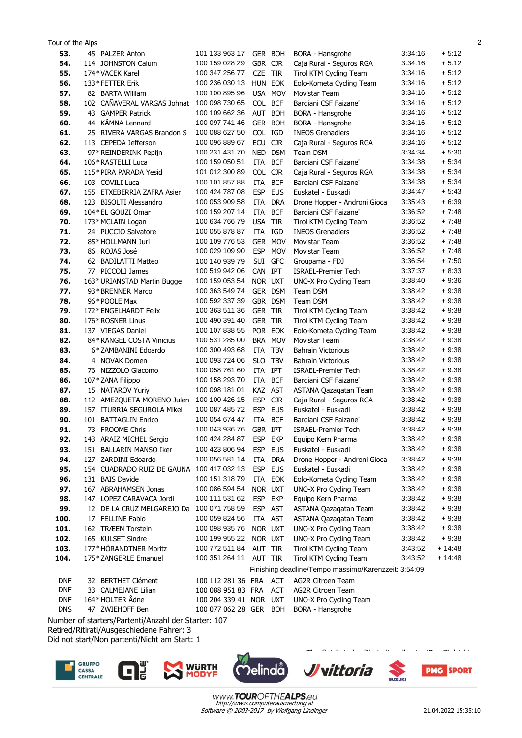| Pos. | No. | Name | UCI ID | Nat. | Team code | Team | Time | Gap |
|---|---|---|---|---|---|---|---|---|
| 53. | 45 | PALZER Anton | 101 133 963 17 | GER | BOH | BORA - Hansgrohe | 3:34:16 | + 5:12 |
| 54. | 114 | JOHNSTON Calum | 100 159 028 29 | GBR | CJR | Caja Rural - Seguros RGA | 3:34:16 | + 5:12 |
| 55. | 174* | VACEK Karel | 100 347 256 77 | CZE | TIR | Tirol KTM Cycling Team | 3:34:16 | + 5:12 |
| 56. | 133* | FETTER Erik | 100 236 030 13 | HUN | EOK | Eolo-Kometa Cycling Team | 3:34:16 | + 5:12 |
| 57. | 82 | BARTA William | 100 100 895 96 | USA | MOV | Movistar Team | 3:34:16 | + 5:12 |
| 58. | 102 | CAÑAVERAL VARGAS Johnat | 100 098 730 65 | COL | BCF | Bardiani CSF Faizane' | 3:34:16 | + 5:12 |
| 59. | 43 | GAMPER Patrick | 100 109 662 36 | AUT | BOH | BORA - Hansgrohe | 3:34:16 | + 5:12 |
| 60. | 44 | KÄMNA Lennard | 100 097 741 46 | GER | BOH | BORA - Hansgrohe | 3:34:16 | + 5:12 |
| 61. | 25 | RIVERA VARGAS Brandon S | 100 088 627 50 | COL | IGD | INEOS Grenadiers | 3:34:16 | + 5:12 |
| 62. | 113 | CEPEDA Jefferson | 100 096 889 67 | ECU | CJR | Caja Rural - Seguros RGA | 3:34:16 | + 5:12 |
| 63. | 97* | REINDERINK Pepijn | 100 231 431 70 | NED | DSM | Team DSM | 3:34:34 | + 5:30 |
| 64. | 106* | RASTELLI Luca | 100 159 050 51 | ITA | BCF | Bardiani CSF Faizane' | 3:34:38 | + 5:34 |
| 65. | 115* | PIRA PARADA Yesid | 101 012 300 89 | COL | CJR | Caja Rural - Seguros RGA | 3:34:38 | + 5:34 |
| 66. | 103 | COVILI Luca | 100 101 857 88 | ITA | BCF | Bardiani CSF Faizane' | 3:34:38 | + 5:34 |
| 67. | 155 | ETXEBERRIA ZAFRA Asier | 100 424 787 08 | ESP | EUS | Euskatel - Euskadi | 3:34:47 | + 5:43 |
| 68. | 123 | BISOLTI Alessandro | 100 053 909 58 | ITA | DRA | Drone Hopper - Androni Gioca | 3:35:43 | + 6:39 |
| 69. | 104* | EL GOUZI Omar | 100 159 207 14 | ITA | BCF | Bardiani CSF Faizane' | 3:36:52 | + 7:48 |
| 70. | 173* | MCLAIN Logan | 100 634 766 79 | USA | TIR | Tirol KTM Cycling Team | 3:36:52 | + 7:48 |
| 71. | 24 | PUCCIO Salvatore | 100 055 878 87 | ITA | IGD | INEOS Grenadiers | 3:36:52 | + 7:48 |
| 72. | 85* | HOLLMANN Juri | 100 109 776 53 | GER | MOV | Movistar Team | 3:36:52 | + 7:48 |
| 73. | 86 | ROJAS José | 100 029 109 90 | ESP | MOV | Movistar Team | 3:36:52 | + 7:48 |
| 74. | 62 | BADILATTI Matteo | 100 140 939 79 | SUI | GFC | Groupama - FDJ | 3:36:54 | + 7:50 |
| 75. | 77 | PICCOLI James | 100 519 942 06 | CAN | IPT | ISRAEL-Premier Tech | 3:37:37 | + 8:33 |
| 76. | 163* | URIANSTAD Martin Bugge | 100 159 053 54 | NOR | UXT | UNO-X Pro Cycling Team | 3:38:40 | + 9:36 |
| 77. | 93* | BRENNER Marco | 100 363 549 74 | GER | DSM | Team DSM | 3:38:42 | + 9:38 |
| 78. | 96* | POOLE Max | 100 592 337 39 | GBR | DSM | Team DSM | 3:38:42 | + 9:38 |
| 79. | 172* | ENGELHARDT Felix | 100 363 511 36 | GER | TIR | Tirol KTM Cycling Team | 3:38:42 | + 9:38 |
| 80. | 176* | ROSNER Linus | 100 490 391 40 | GER | TIR | Tirol KTM Cycling Team | 3:38:42 | + 9:38 |
| 81. | 137 | VIEGAS Daniel | 100 107 838 55 | POR | EOK | Eolo-Kometa Cycling Team | 3:38:42 | + 9:38 |
| 82. | 84* | RANGEL COSTA Vinicius | 100 531 285 00 | BRA | MOV | Movistar Team | 3:38:42 | + 9:38 |
| 83. | 6* | ZAMBANINI Edoardo | 100 300 493 68 | ITA | TBV | Bahrain Victorious | 3:38:42 | + 9:38 |
| 84. | 4 | NOVAK Domen | 100 093 724 06 | SLO | TBV | Bahrain Victorious | 3:38:42 | + 9:38 |
| 85. | 76 | NIZZOLO Giacomo | 100 058 761 60 | ITA | IPT | ISRAEL-Premier Tech | 3:38:42 | + 9:38 |
| 86. | 107* | ZANA Filippo | 100 158 293 70 | ITA | BCF | Bardiani CSF Faizane' | 3:38:42 | + 9:38 |
| 87. | 15 | NATAROV Yuriy | 100 098 181 01 | KAZ | AST | ASTANA Qazaqatan Team | 3:38:42 | + 9:38 |
| 88. | 112 | AMEZQUETA MORENO Julen | 100 100 426 15 | ESP | CJR | Caja Rural - Seguros RGA | 3:38:42 | + 9:38 |
| 89. | 157 | ITURRIA SEGUROLA Mikel | 100 087 485 72 | ESP | EUS | Euskatel - Euskadi | 3:38:42 | + 9:38 |
| 90. | 101 | BATTAGLIN Enrico | 100 054 674 47 | ITA | BCF | Bardiani CSF Faizane' | 3:38:42 | + 9:38 |
| 91. | 73 | FROOME Chris | 100 043 906 76 | GBR | IPT | ISRAEL-Premier Tech | 3:38:42 | + 9:38 |
| 92. | 143 | ARAIZ MICHEL Sergio | 100 424 284 87 | ESP | EKP | Equipo Kern Pharma | 3:38:42 | + 9:38 |
| 93. | 151 | BALLARIN MANSO Iker | 100 423 806 94 | ESP | EUS | Euskatel - Euskadi | 3:38:42 | + 9:38 |
| 94. | 127 | ZARDINI Edoardo | 100 056 581 14 | ITA | DRA | Drone Hopper - Androni Gioca | 3:38:42 | + 9:38 |
| 95. | 154 | CUADRADO RUIZ DE GAUNA | 100 417 032 13 | ESP | EUS | Euskatel - Euskadi | 3:38:42 | + 9:38 |
| 96. | 131 | BAIS Davide | 100 151 318 79 | ITA | EOK | Eolo-Kometa Cycling Team | 3:38:42 | + 9:38 |
| 97. | 167 | ABRAHAMSEN Jonas | 100 086 594 54 | NOR | UXT | UNO-X Pro Cycling Team | 3:38:42 | + 9:38 |
| 98. | 147 | LOPEZ CARAVACA Jordi | 100 111 531 62 | ESP | EKP | Equipo Kern Pharma | 3:38:42 | + 9:38 |
| 99. | 12 | DE LA CRUZ MELGAREJO Da | 100 071 758 59 | ESP | AST | ASTANA Qazaqatan Team | 3:38:42 | + 9:38 |
| 100. | 17 | FELLINE Fabio | 100 059 824 56 | ITA | AST | ASTANA Qazaqatan Team | 3:38:42 | + 9:38 |
| 101. | 162 | TRÆEN Torstein | 100 098 935 76 | NOR | UXT | UNO-X Pro Cycling Team | 3:38:42 | + 9:38 |
| 102. | 165 | KULSET Sindre | 100 199 955 22 | NOR | UXT | UNO-X Pro Cycling Team | 3:38:42 | + 9:38 |
| 103. | 177* | HÖRANDTNER Moritz | 100 772 511 84 | AUT | TIR | Tirol KTM Cycling Team | 3:43:52 | + 14:48 |
| 104. | 175* | ZANGERLE Emanuel | 100 351 264 11 | AUT | TIR | Tirol KTM Cycling Team | 3:43:52 | + 14:48 |

Finishing deadline/Tempo massimo/Karenzzeit: 3:54:09

| Status | No. | Name | UCI ID | Nat. | Team code | Team |
|---|---|---|---|---|---|---|
| DNF | 32 | BERTHET Clément | 100 112 281 36 | FRA | ACT | AG2R Citroen Team |
| DNF | 33 | CALMEJANE Lilian | 100 088 951 83 | FRA | ACT | AG2R Citroen Team |
| DNF | 164* | HOLTER Ådne | 100 204 339 41 | NOR | UXT | UNO-X Pro Cycling Team |
| DNS | 47 | ZWIEHOFF Ben | 100 077 062 28 | GER | BOH | BORA - Hansgrohe |

Number of starters/Partenti/Anzahl der Starter: 107
Retired/Ritirati/Ausgeschiedene Fahrer: 3
Did not start/Non partenti/Nicht am Start: 1

www.TOUROFTHEALPS.eu
http://www.computerauswertung.at
Software © 2003-2017 by Wolfgang Lindinger

21.04.2022 15:35:10